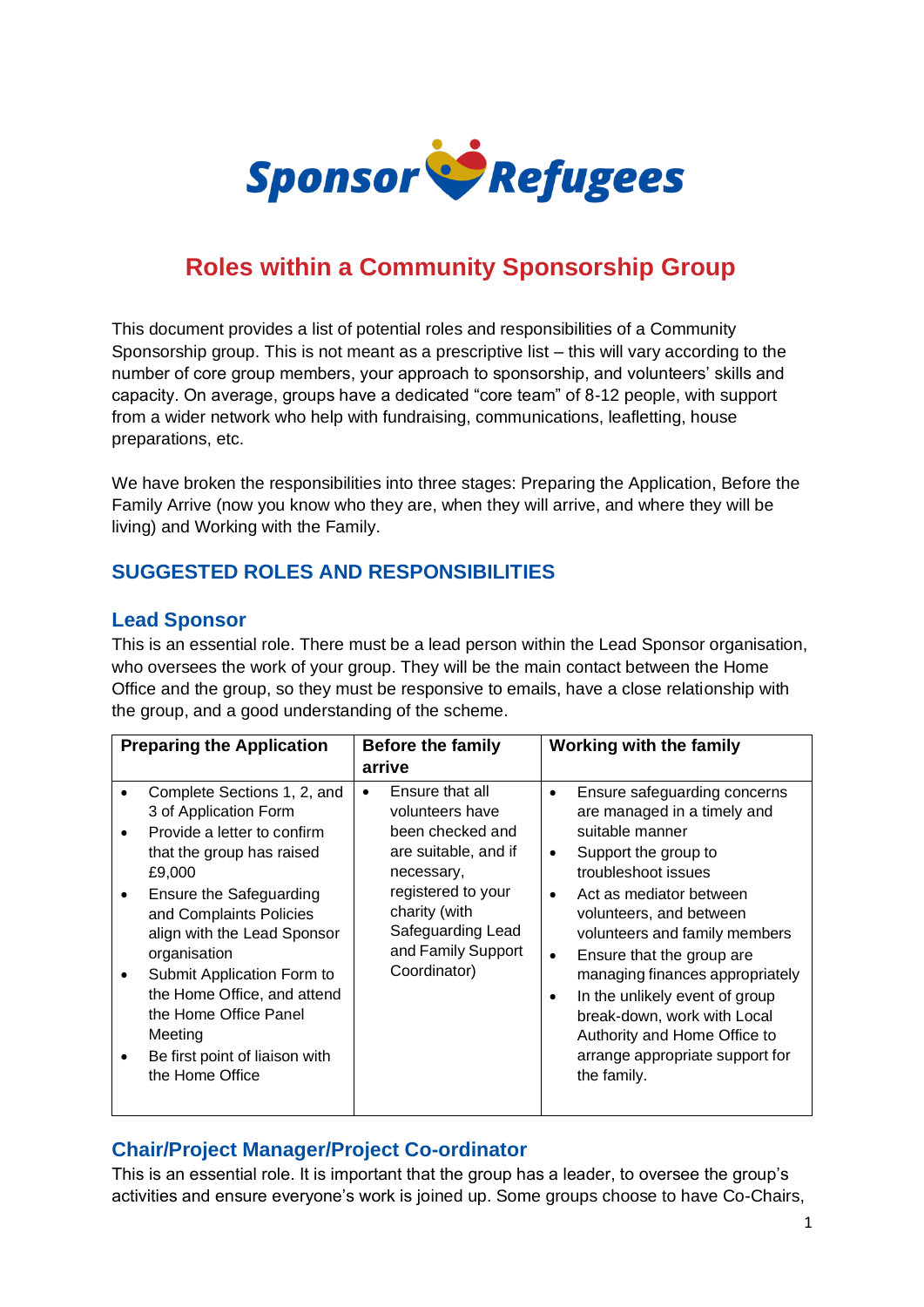Sponsor Refugees

# Roles within a Community Sponsorship Group

This document provides a list of potential roles and responsibilities of a Community Sponsorship group. This is not meant as a prescriptive list – this will vary according to the number of core group members, your approach to sponsorship, and volunteers' skills and capacity. On average, groups have a dedicated "core team" of 8-12 people, with support from a wider network who help with fundraising, communications, leafletting, house preparations, etc.

We have broken the responsibilities into three stages: Preparing the Application, Before the Family Arrive (now you know who they are, when they will arrive, and where they will be living) and Working with the Family.

## SUGGESTED ROLES AND RESPONSIBILITIES

### Lead Sponsor

This is an essential role. There must be a lead person within the Lead Sponsor organisation, who oversees the work of your group. They will be the main contact between the Home Office and the group, so they must be responsive to emails, have a close relationship with the group, and a good understanding of the scheme.

| Preparing the Application | Before the family arrive | Working with the family |
|---|---|---|
| • Complete Sections 1, 2, and 3 of Application Form<br>• Provide a letter to confirm that the group has raised £9,000<br>• Ensure the Safeguarding and Complaints Policies align with the Lead Sponsor organisation<br>• Submit Application Form to the Home Office, and attend the Home Office Panel Meeting<br>• Be first point of liaison with the Home Office | • Ensure that all volunteers have been checked and are suitable, and if necessary, registered to your charity (with Safeguarding Lead and Family Support Coordinator) | • Ensure safeguarding concerns are managed in a timely and suitable manner<br>• Support the group to troubleshoot issues<br>• Act as mediator between volunteers, and between volunteers and family members<br>• Ensure that the group are managing finances appropriately<br>• In the unlikely event of group break-down, work with Local Authority and Home Office to arrange appropriate support for the family. |

### Chair/Project Manager/Project Co-ordinator

This is an essential role. It is important that the group has a leader, to oversee the group's activities and ensure everyone's work is joined up. Some groups choose to have Co-Chairs,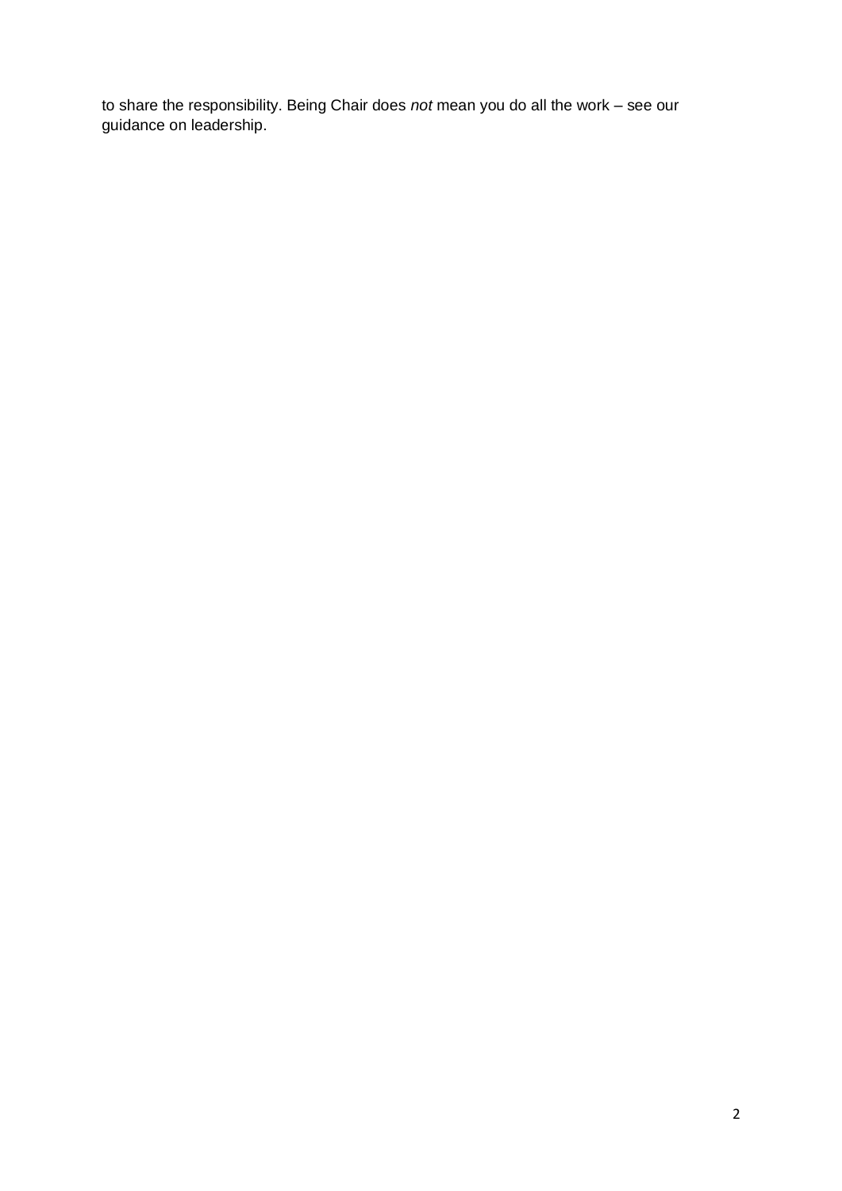to share the responsibility. Being Chair does *not* mean you do all the work – see our guidance on leadership.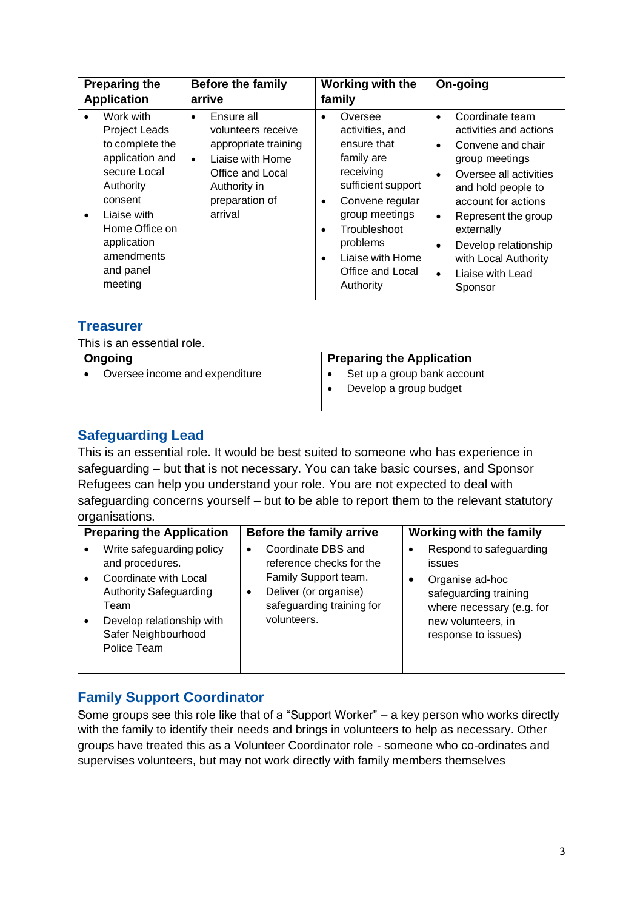| Preparing the Application | Before the family arrive | Working with the family | On-going |
|---|---|---|---|
| • Work with Project Leads to complete the application and secure Local Authority consent<br>• Liaise with Home Office on application amendments and panel meeting | • Ensure all volunteers receive appropriate training<br>• Liaise with Home Office and Local Authority in preparation of arrival | • Oversee activities, and ensure that family are receiving sufficient support<br>• Convene regular group meetings<br>• Troubleshoot problems<br>• Liaise with Home Office and Local Authority | • Coordinate team activities and actions<br>• Convene and chair group meetings<br>• Oversee all activities and hold people to account for actions<br>• Represent the group externally<br>• Develop relationship with Local Authority<br>• Liaise with Lead Sponsor |

## Treasurer

This is an essential role.

| Ongoing | Preparing the Application |
|---|---|
| • Oversee income and expenditure | • Set up a group bank account<br>• Develop a group budget |

## Safeguarding Lead

This is an essential role. It would be best suited to someone who has experience in safeguarding – but that is not necessary. You can take basic courses, and Sponsor Refugees can help you understand your role. You are not expected to deal with safeguarding concerns yourself – but to be able to report them to the relevant statutory organisations.

| Preparing the Application | Before the family arrive | Working with the family |
|---|---|---|
| • Write safeguarding policy and procedures.<br>• Coordinate with Local Authority Safeguarding Team<br>• Develop relationship with Safer Neighbourhood Police Team | • Coordinate DBS and reference checks for the Family Support team.<br>• Deliver (or organise) safeguarding training for volunteers. | • Respond to safeguarding issues<br>• Organise ad-hoc safeguarding training where necessary (e.g. for new volunteers, in response to issues) |

## Family Support Coordinator

Some groups see this role like that of a "Support Worker" – a key person who works directly with the family to identify their needs and brings in volunteers to help as necessary. Other groups have treated this as a Volunteer Coordinator role - someone who co-ordinates and supervises volunteers, but may not work directly with family members themselves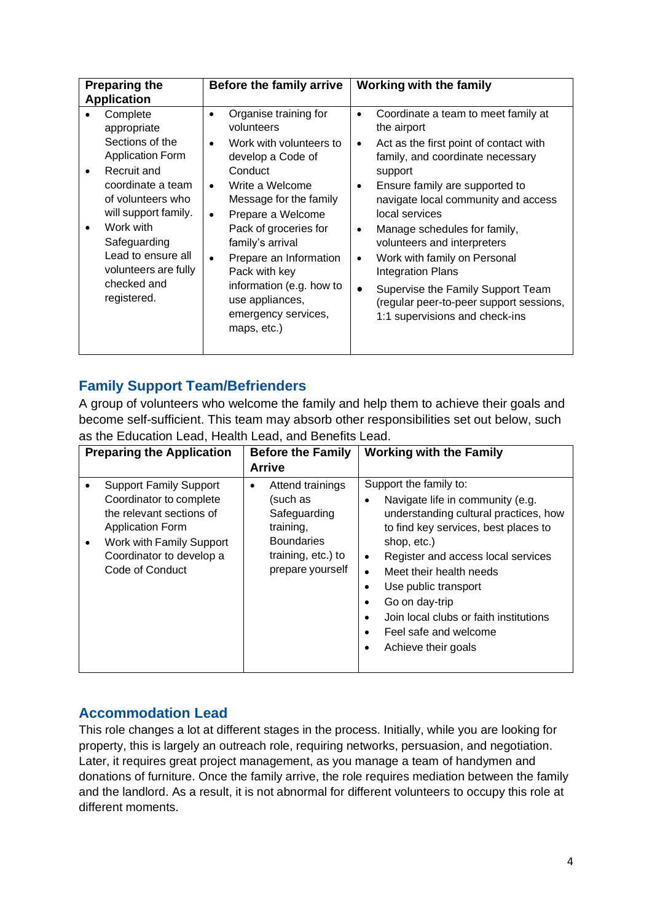| Preparing the Application | Before the family arrive | Working with the family |
| --- | --- | --- |
| • Complete appropriate Sections of the Application Form<br>• Recruit and coordinate a team of volunteers who will support family.<br>• Work with Safeguarding Lead to ensure all volunteers are fully checked and registered. | • Organise training for volunteers<br>• Work with volunteers to develop a Code of Conduct<br>• Write a Welcome Message for the family<br>• Prepare a Welcome Pack of groceries for family's arrival<br>• Prepare an Information Pack with key information (e.g. how to use appliances, emergency services, maps, etc.) | • Coordinate a team to meet family at the airport<br>• Act as the first point of contact with family, and coordinate necessary support<br>• Ensure family are supported to navigate local community and access local services<br>• Manage schedules for family, volunteers and interpreters<br>• Work with family on Personal Integration Plans<br>• Supervise the Family Support Team (regular peer-to-peer support sessions, 1:1 supervisions and check-ins |

## Family Support Team/Befrienders

A group of volunteers who welcome the family and help them to achieve their goals and become self-sufficient. This team may absorb other responsibilities set out below, such as the Education Lead, Health Lead, and Benefits Lead.

| Preparing the Application | Before the Family Arrive | Working with the Family |
| --- | --- | --- |
| • Support Family Support Coordinator to complete the relevant sections of Application Form<br>• Work with Family Support Coordinator to develop a Code of Conduct | • Attend trainings (such as Safeguarding training, Boundaries training, etc.) to prepare yourself | Support the family to:<br>• Navigate life in community (e.g. understanding cultural practices, how to find key services, best places to shop, etc.)<br>• Register and access local services<br>• Meet their health needs<br>• Use public transport<br>• Go on day-trip<br>• Join local clubs or faith institutions<br>• Feel safe and welcome<br>• Achieve their goals |

## Accommodation Lead

This role changes a lot at different stages in the process. Initially, while you are looking for property, this is largely an outreach role, requiring networks, persuasion, and negotiation. Later, it requires great project management, as you manage a team of handymen and donations of furniture. Once the family arrive, the role requires mediation between the family and the landlord. As a result, it is not abnormal for different volunteers to occupy this role at different moments.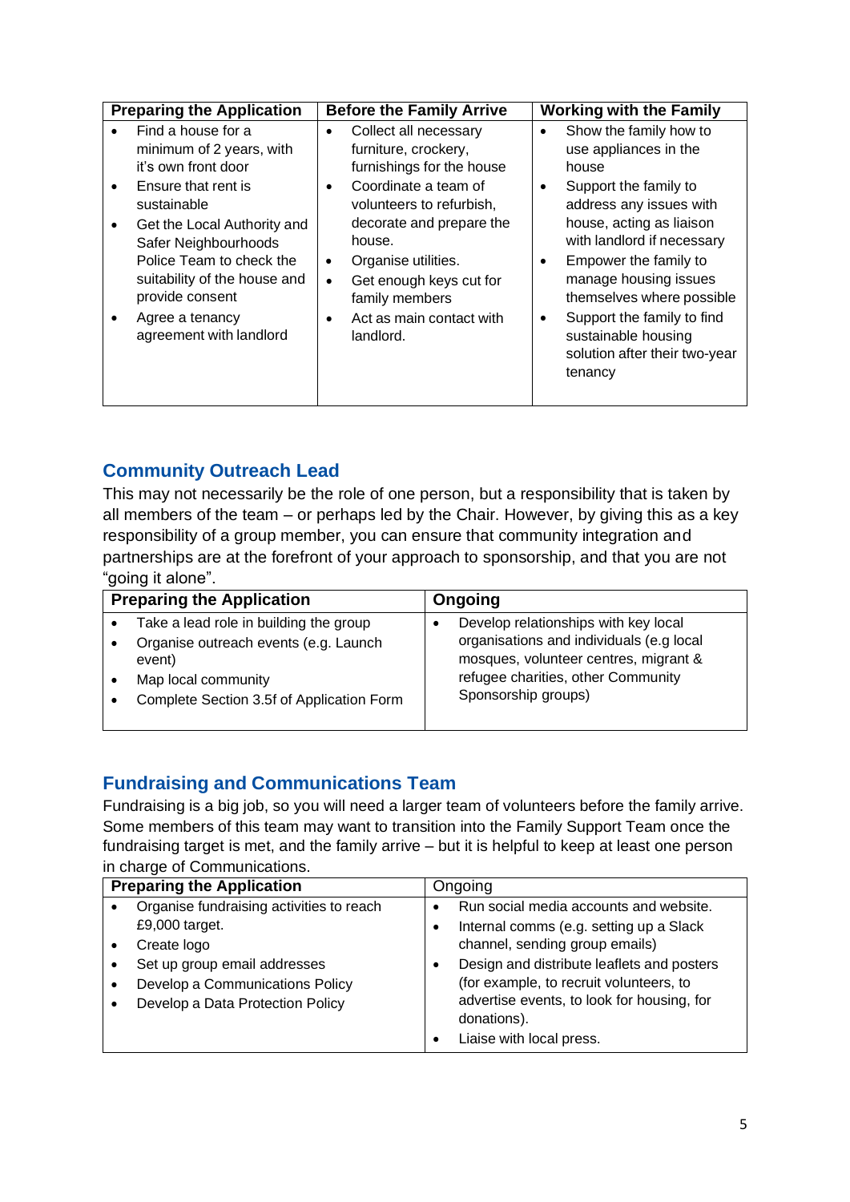| Preparing the Application | Before the Family Arrive | Working with the Family |
| --- | --- | --- |
| • Find a house for a minimum of 2 years, with it's own front door<br>• Ensure that rent is sustainable<br>• Get the Local Authority and Safer Neighbourhoods Police Team to check the suitability of the house and provide consent<br>• Agree a tenancy agreement with landlord | • Collect all necessary furniture, crockery, furnishings for the house<br>• Coordinate a team of volunteers to refurbish, decorate and prepare the house.<br>• Organise utilities.<br>• Get enough keys cut for family members<br>• Act as main contact with landlord. | • Show the family how to use appliances in the house<br>• Support the family to address any issues with house, acting as liaison with landlord if necessary<br>• Empower the family to manage housing issues themselves where possible<br>• Support the family to find sustainable housing solution after their two-year tenancy |

## Community Outreach Lead

This may not necessarily be the role of one person, but a responsibility that is taken by all members of the team – or perhaps led by the Chair. However, by giving this as a key responsibility of a group member, you can ensure that community integration and partnerships are at the forefront of your approach to sponsorship, and that you are not "going it alone".

| Preparing the Application | Ongoing |
| --- | --- |
| • Take a lead role in building the group<br>• Organise outreach events (e.g. Launch event)<br>• Map local community<br>• Complete Section 3.5f of Application Form | • Develop relationships with key local organisations and individuals (e.g local mosques, volunteer centres, migrant & refugee charities, other Community Sponsorship groups) |

## Fundraising and Communications Team

Fundraising is a big job, so you will need a larger team of volunteers before the family arrive. Some members of this team may want to transition into the Family Support Team once the fundraising target is met, and the family arrive – but it is helpful to keep at least one person in charge of Communications.

| Preparing the Application | Ongoing |
| --- | --- |
| • Organise fundraising activities to reach £9,000 target.<br>• Create logo<br>• Set up group email addresses<br>• Develop a Communications Policy<br>• Develop a Data Protection Policy | • Run social media accounts and website.<br>• Internal comms (e.g. setting up a Slack channel, sending group emails)<br>• Design and distribute leaflets and posters (for example, to recruit volunteers, to advertise events, to look for housing, for donations).<br>• Liaise with local press. |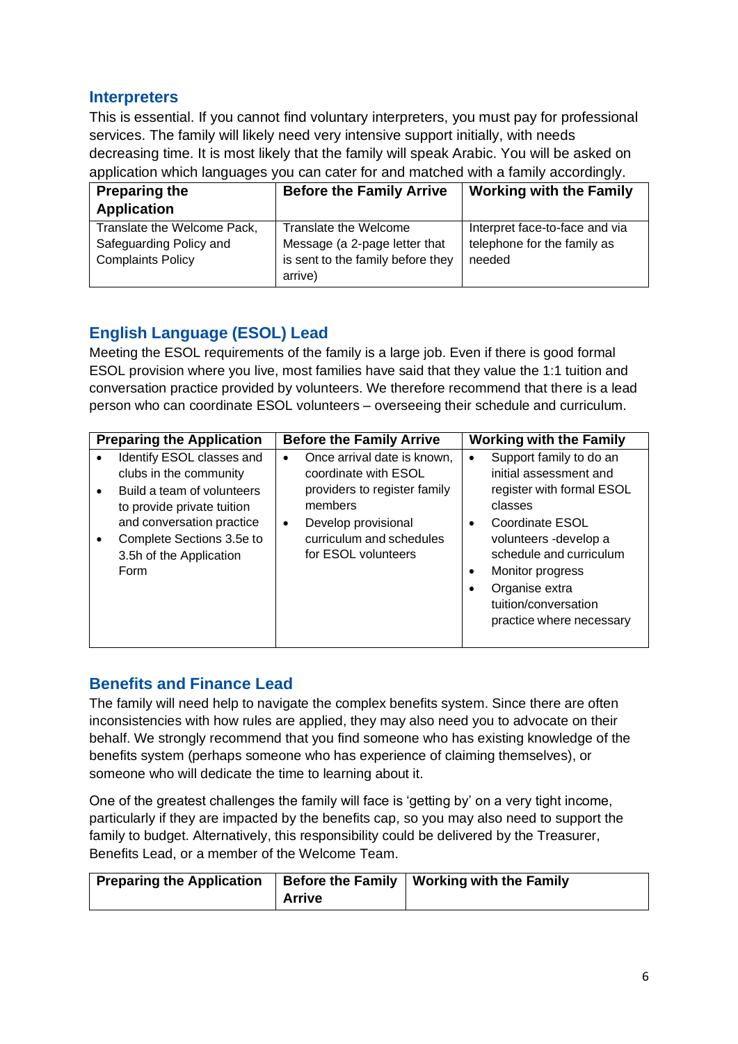## Interpreters

This is essential. If you cannot find voluntary interpreters, you must pay for professional services. The family will likely need very intensive support initially, with needs decreasing time. It is most likely that the family will speak Arabic. You will be asked on application which languages you can cater for and matched with a family accordingly.

| Preparing the Application | Before the Family Arrive | Working with the Family |
|---|---|---|
| Translate the Welcome Pack, Safeguarding Policy and Complaints Policy | Translate the Welcome Message (a 2-page letter that is sent to the family before they arrive) | Interpret face-to-face and via telephone for the family as needed |

## English Language (ESOL) Lead

Meeting the ESOL requirements of the family is a large job. Even if there is good formal ESOL provision where you live, most families have said that they value the 1:1 tuition and conversation practice provided by volunteers. We therefore recommend that there is a lead person who can coordinate ESOL volunteers – overseeing their schedule and curriculum.

| Preparing the Application | Before the Family Arrive | Working with the Family |
|---|---|---|
| • Identify ESOL classes and clubs in the community<br>• Build a team of volunteers to provide private tuition and conversation practice<br>• Complete Sections 3.5e to 3.5h of the Application Form | • Once arrival date is known, coordinate with ESOL providers to register family members<br>• Develop provisional curriculum and schedules for ESOL volunteers | • Support family to do an initial assessment and register with formal ESOL classes<br>• Coordinate ESOL volunteers -develop a schedule and curriculum<br>• Monitor progress<br>• Organise extra tuition/conversation practice where necessary |

## Benefits and Finance Lead

The family will need help to navigate the complex benefits system. Since there are often inconsistencies with how rules are applied, they may also need you to advocate on their behalf. We strongly recommend that you find someone who has existing knowledge of the benefits system (perhaps someone who has experience of claiming themselves), or someone who will dedicate the time to learning about it.

One of the greatest challenges the family will face is 'getting by' on a very tight income, particularly if they are impacted by the benefits cap, so you may also need to support the family to budget. Alternatively, this responsibility could be delivered by the Treasurer, Benefits Lead, or a member of the Welcome Team.

| Preparing the Application | Before the Family Arrive | Working with the Family |
|---|---|---|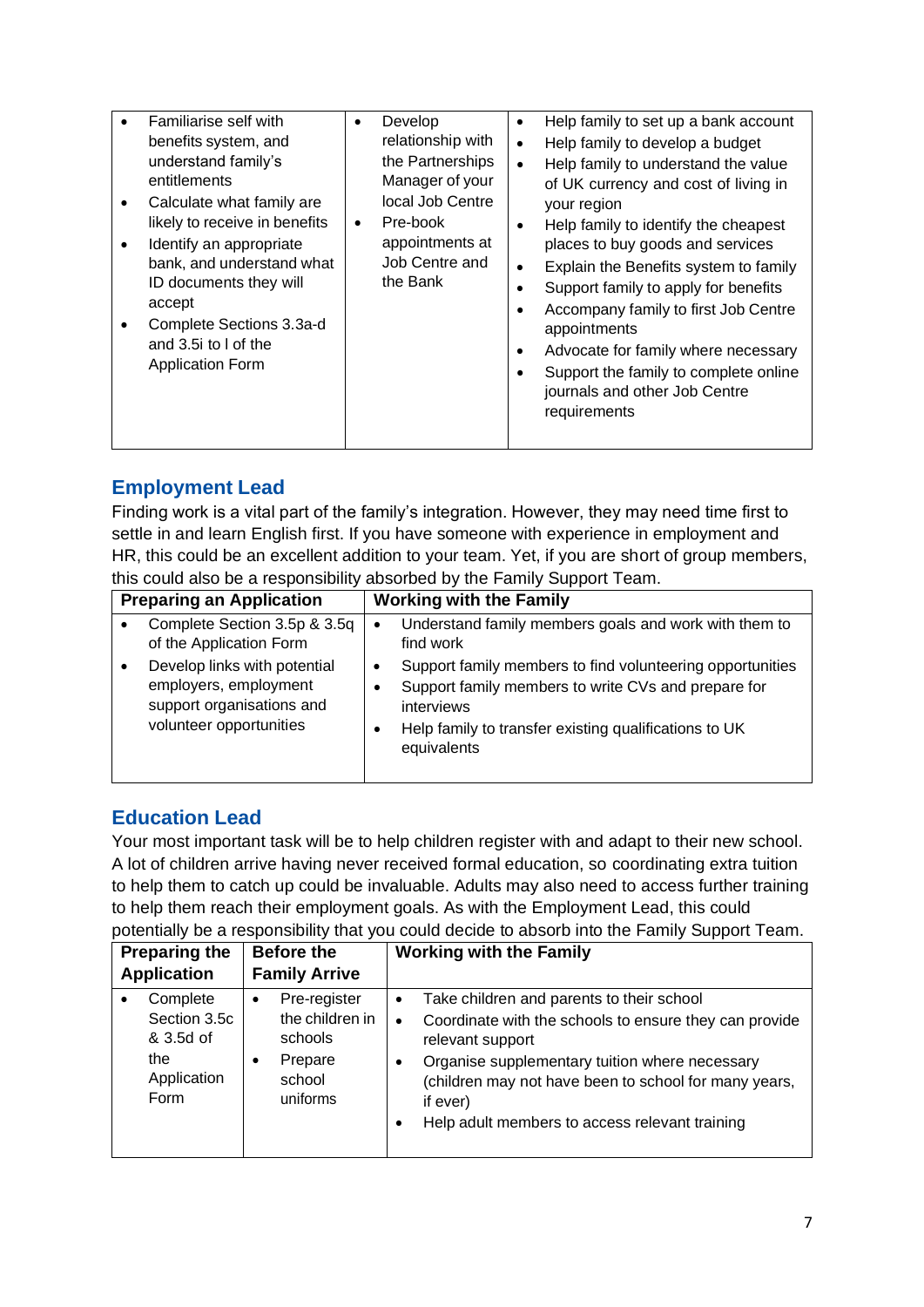| | | |
|---|---|---|
| • Familiarise self with benefits system, and understand family's entitlements<br>• Calculate what family are likely to receive in benefits<br>• Identify an appropriate bank, and understand what ID documents they will accept<br>• Complete Sections 3.3a-d and 3.5i to l of the Application Form | • Develop relationship with the Partnerships Manager of your local Job Centre<br>• Pre-book appointments at Job Centre and the Bank | • Help family to set up a bank account<br>• Help family to develop a budget<br>• Help family to understand the value of UK currency and cost of living in your region<br>• Help family to identify the cheapest places to buy goods and services<br>• Explain the Benefits system to family<br>• Support family to apply for benefits<br>• Accompany family to first Job Centre appointments<br>• Advocate for family where necessary<br>• Support the family to complete online journals and other Job Centre requirements |

## Employment Lead

Finding work is a vital part of the family's integration. However, they may need time first to settle in and learn English first. If you have someone with experience in employment and HR, this could be an excellent addition to your team. Yet, if you are short of group members, this could also be a responsibility absorbed by the Family Support Team.

| Preparing an Application | Working with the Family |
|---|---|
| • Complete Section 3.5p & 3.5q of the Application Form<br>• Develop links with potential employers, employment support organisations and volunteer opportunities | • Understand family members goals and work with them to find work<br>• Support family members to find volunteering opportunities<br>• Support family members to write CVs and prepare for interviews<br>• Help family to transfer existing qualifications to UK equivalents |

## Education Lead

Your most important task will be to help children register with and adapt to their new school. A lot of children arrive having never received formal education, so coordinating extra tuition to help them to catch up could be invaluable. Adults may also need to access further training to help them reach their employment goals. As with the Employment Lead, this could potentially be a responsibility that you could decide to absorb into the Family Support Team.

| Preparing the Application | Before the Family Arrive | Working with the Family |
|---|---|---|
| • Complete Section 3.5c & 3.5d of the Application Form | • Pre-register the children in schools<br>• Prepare school uniforms | • Take children and parents to their school<br>• Coordinate with the schools to ensure they can provide relevant support<br>• Organise supplementary tuition where necessary (children may not have been to school for many years, if ever)<br>• Help adult members to access relevant training |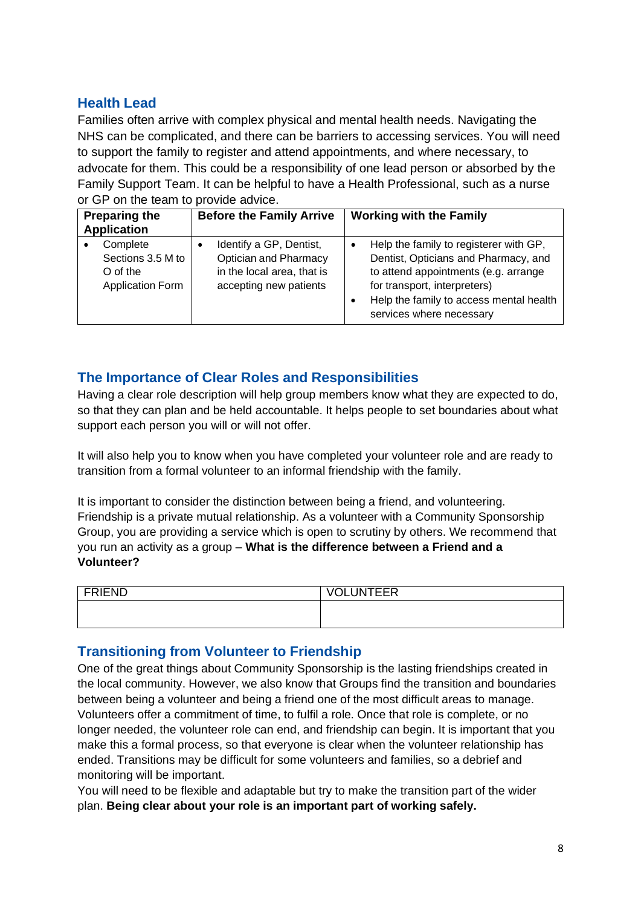## Health Lead

Families often arrive with complex physical and mental health needs. Navigating the NHS can be complicated, and there can be barriers to accessing services. You will need to support the family to register and attend appointments, and where necessary, to advocate for them. This could be a responsibility of one lead person or absorbed by the Family Support Team. It can be helpful to have a Health Professional, such as a nurse or GP on the team to provide advice.

| Preparing the Application | Before the Family Arrive | Working with the Family |
| --- | --- | --- |
| • Complete Sections 3.5 M to O of the Application Form | • Identify a GP, Dentist, Optician and Pharmacy in the local area, that is accepting new patients | • Help the family to registerer with GP, Dentist, Opticians and Pharmacy, and to attend appointments (e.g. arrange for transport, interpreters)<br>• Help the family to access mental health services where necessary |

## The Importance of Clear Roles and Responsibilities

Having a clear role description will help group members know what they are expected to do, so that they can plan and be held accountable. It helps people to set boundaries about what support each person you will or will not offer.

It will also help you to know when you have completed your volunteer role and are ready to transition from a formal volunteer to an informal friendship with the family.

It is important to consider the distinction between being a friend, and volunteering. Friendship is a private mutual relationship. As a volunteer with a Community Sponsorship Group, you are providing a service which is open to scrutiny by others. We recommend that you run an activity as a group – **What is the difference between a Friend and a Volunteer?**

| FRIEND | VOLUNTEER |
| --- | --- |
| | |

## Transitioning from Volunteer to Friendship

One of the great things about Community Sponsorship is the lasting friendships created in the local community. However, we also know that Groups find the transition and boundaries between being a volunteer and being a friend one of the most difficult areas to manage. Volunteers offer a commitment of time, to fulfil a role. Once that role is complete, or no longer needed, the volunteer role can end, and friendship can begin. It is important that you make this a formal process, so that everyone is clear when the volunteer relationship has ended. Transitions may be difficult for some volunteers and families, so a debrief and monitoring will be important.

You will need to be flexible and adaptable but try to make the transition part of the wider plan. **Being clear about your role is an important part of working safely.**